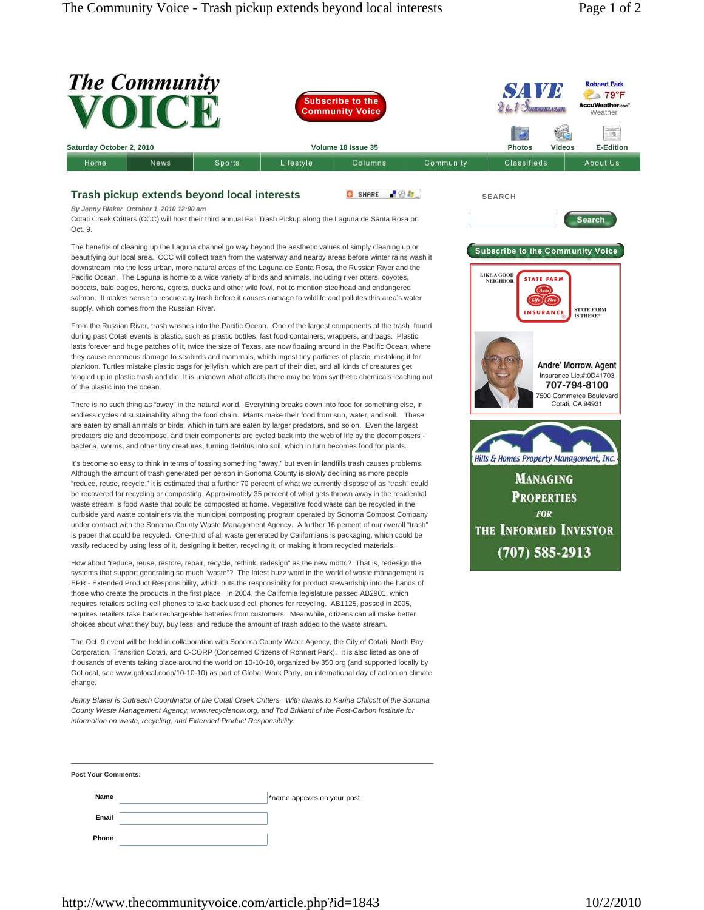# The Community VOICE

Saturday October 2, 2010 | Volume 18 Issue 35

Home | News | Sports | Lifestyle | Columns | Community | Classifieds | About Us

## Trash pickup extends beyond local interests

*By Jenny Blaker October 1, 2010 12:00 am*

Cotati Creek Critters (CCC) will host their third annual Fall Trash Pickup along the Laguna de Santa Rosa on Oct. 9.

The benefits of cleaning up the Laguna channel go way beyond the aesthetic values of simply cleaning up or beautifying our local area. CCC will collect trash from the waterway and nearby areas before winter rains wash it downstream into the less urban, more natural areas of the Laguna de Santa Rosa, the Russian River and the Pacific Ocean. The Laguna is home to a wide variety of birds and animals, including river otters, coyotes, bobcats, bald eagles, herons, egrets, ducks and other wild fowl, not to mention steelhead and endangered salmon. It makes sense to rescue any trash before it causes damage to wildlife and pollutes this area's water supply, which comes from the Russian River.

From the Russian River, trash washes into the Pacific Ocean. One of the largest components of the trash found during past Cotati events is plastic, such as plastic bottles, fast food containers, wrappers, and bags. Plastic lasts forever and huge patches of it, twice the size of Texas, are now floating around in the Pacific Ocean, where they cause enormous damage to seabirds and mammals, which ingest tiny particles of plastic, mistaking it for plankton. Turtles mistake plastic bags for jellyfish, which are part of their diet, and all kinds of creatures get tangled up in plastic trash and die. It is unknown what affects there may be from synthetic chemicals leaching out of the plastic into the ocean.

There is no such thing as "away" in the natural world. Everything breaks down into food for something else, in endless cycles of sustainability along the food chain. Plants make their food from sun, water, and soil. These are eaten by small animals or birds, which in turn are eaten by larger predators, and so on. Even the largest predators die and decompose, and their components are cycled back into the web of life by the decomposers - bacteria, worms, and other tiny creatures, turning detritus into soil, which in turn becomes food for plants.

It's become so easy to think in terms of tossing something "away," but even in landfills trash causes problems. Although the amount of trash generated per person in Sonoma County is slowly declining as more people "reduce, reuse, recycle," it is estimated that a further 70 percent of what we currently dispose of as "trash" could be recovered for recycling or composting. Approximately 35 percent of what gets thrown away in the residential waste stream is food waste that could be composted at home. Vegetative food waste can be recycled in the curbside yard waste containers via the municipal composting program operated by Sonoma Compost Company under contract with the Sonoma County Waste Management Agency. A further 16 percent of our overall "trash" is paper that could be recycled. One-third of all waste generated by Californians is packaging, which could be vastly reduced by using less of it, designing it better, recycling it, or making it from recycled materials.

How about "reduce, reuse, restore, repair, recycle, rethink, redesign" as the new motto? That is, redesign the systems that support generating so much "waste"? The latest buzz word in the world of waste management is EPR - Extended Product Responsibility, which puts the responsibility for product stewardship into the hands of those who create the products in the first place. In 2004, the California legislature passed AB2901, which requires retailers selling cell phones to take back used cell phones for recycling. AB1125, passed in 2005, requires retailers take back rechargeable batteries from customers. Meanwhile, citizens can all make better choices about what they buy, buy less, and reduce the amount of trash added to the waste stream.

The Oct. 9 event will be held in collaboration with Sonoma County Water Agency, the City of Cotati, North Bay Corporation, Transition Cotati, and C-CORP (Concerned Citizens of Rohnert Park). It is also listed as one of thousands of events taking place around the world on 10-10-10, organized by 350.org (and supported locally by GoLocal, see www.golocal.coop/10-10-10) as part of Global Work Party, an international day of action on climate change.

*Jenny Blaker is Outreach Coordinator of the Cotati Creek Critters. With thanks to Karina Chilcott of the Sonoma County Waste Management Agency, www.recyclenow.org, and Tod Brilliant of the Post-Carbon Institute for information on waste, recycling, and Extended Product Responsibility.*

---

**Post Your Comments:**

**Name** ____________ *name appears on your post

**Email** ____________

**Phone** ____________

---

SEARCH

Subscribe to the Community Voice

LIKE A GOOD NEIGHBOR STATE FARM IS THERE® — STATE FARM INSURANCE
Andre' Morrow, Agent
Insurance Lic.#:0D41703
707-794-8100
7500 Commerce Boulevard
Cotati, CA 94931

Hills & Homes Property Management, Inc.
MANAGING PROPERTIES FOR THE INFORMED INVESTOR
(707) 585-2913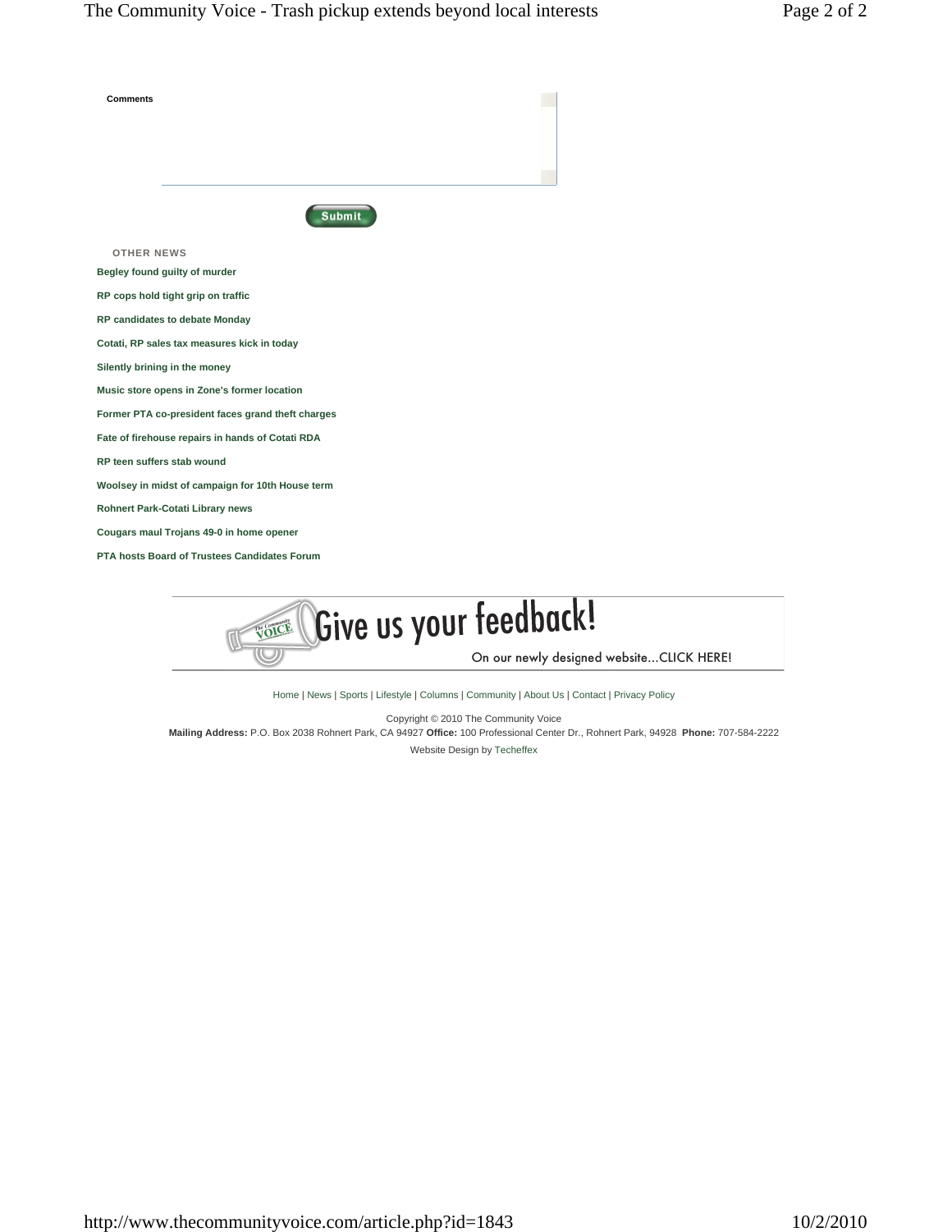**Comments**

Submit

OTHER NEWS

**Begley found guilty of murder**

**RP cops hold tight grip on traffic**

**RP candidates to debate Monday**

**Cotati, RP sales tax measures kick in today**

**Silently brining in the money**

**Music store opens in Zone's former location**

**Former PTA co-president faces grand theft charges**

**Fate of firehouse repairs in hands of Cotati RDA**

**RP teen suffers stab wound**

**Woolsey in midst of campaign for 10th House term**

**Rohnert Park-Cotati Library news**

**Cougars maul Trojans 49-0 in home opener**

**PTA hosts Board of Trustees Candidates Forum**

Give us your feedback!

On our newly designed website...CLICK HERE!

Home | News | Sports | Lifestyle | Columns | Community | About Us | Contact | Privacy Policy

Copyright © 2010 The Community Voice

**Mailing Address:** P.O. Box 2038 Rohnert Park, CA 94927 **Office:** 100 Professional Center Dr., Rohnert Park, 94928 **Phone:** 707-584-2222

Website Design by Techeffex